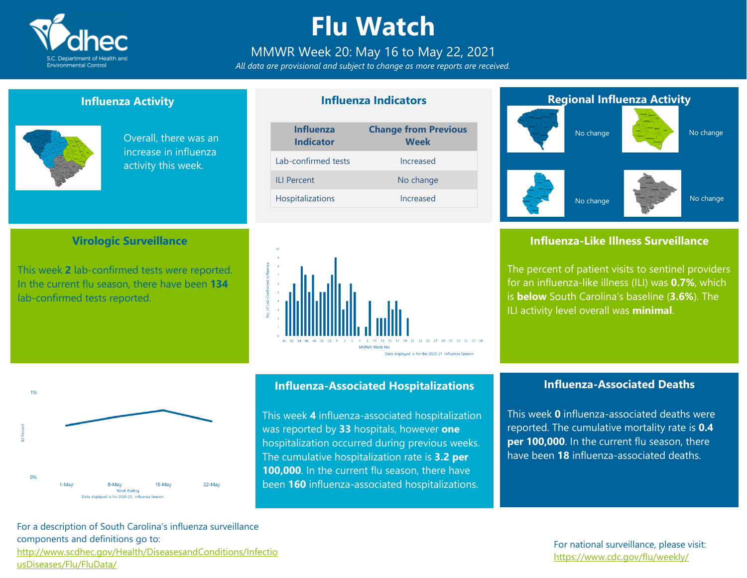# Flu Watch

MMWR Week 20: May 16 to May 22, 2021

*All data are provisional and subject to change as more reports are received.*

## Influenza Activity

Overall, there was an increase in influenza activity this week.

## Influenza Indicators

| Influenza Indicator | Change from Previous Week |
|---|---|
| Lab-confirmed tests | Increased |
| ILI Percent | No change |
| Hospitalizations | Increased |

## Regional Influenza Activity

No change

No change

No change

No change

## Virologic Surveillance

This week **2** lab-confirmed tests were reported. In the current flu season, there have been **134** lab-confirmed tests reported.

Data displayed is for the 2020-21 Influenza Season.

## Influenza-Like Illness Surveillance

The percent of patient visits to sentinel providers for an influenza-like illness (ILI) was **0.7%**, which is **below** South Carolina's baseline (**3.6%**). The ILI activity level overall was **minimal**.

Data displayed is for 2020-21, Influenza Season.

## Influenza-Associated Hospitalizations

This week **4** influenza-associated hospitalization was reported by **33** hospitals, however **one** hospitalization occurred during previous weeks. The cumulative hospitalization rate is **3.2 per 100,000**. In the current flu season, there have been **160** influenza-associated hospitalizations.

## Influenza-Associated Deaths

This week **0** influenza-associated deaths were reported. The cumulative mortality rate is **0.4 per 100,000**. In the current flu season, there have been **18** influenza-associated deaths.

For a description of South Carolina's influenza surveillance components and definitions go to: http://www.scdhec.gov/Health/DiseasesandConditions/InfectiousDiseases/Flu/FluData/

For national surveillance, please visit: https://www.cdc.gov/flu/weekly/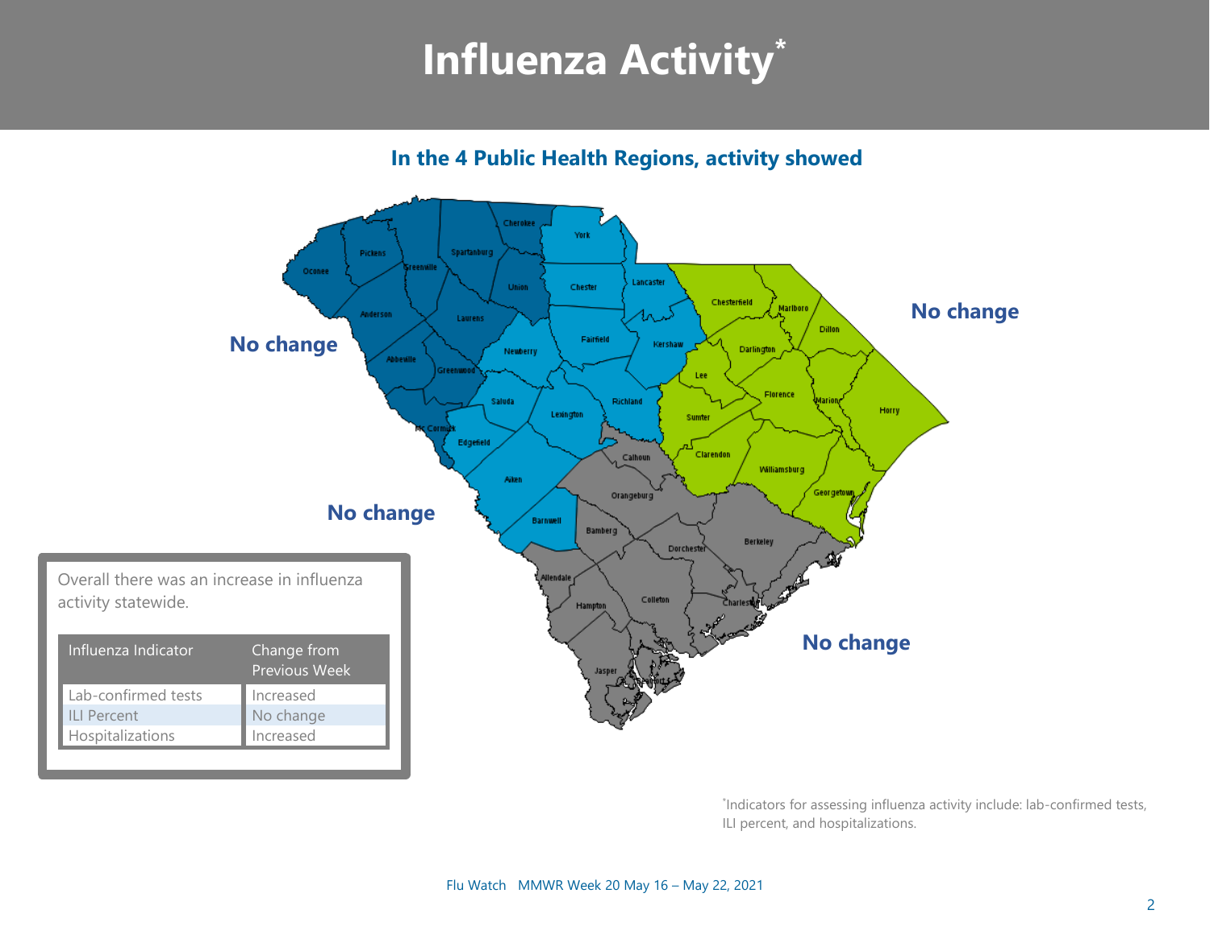# Influenza Activity*

## In the 4 Public Health Regions, activity showed

No change

No change

No change

No change

Overall there was an increase in influenza activity statewide.

| Influenza Indicator | Change from Previous Week |
|---|---|
| Lab-confirmed tests | Increased |
| ILI Percent | No change |
| Hospitalizations | Increased |

*Indicators for assessing influenza activity include: lab-confirmed tests, ILI percent, and hospitalizations.

Flu Watch MMWR Week 20 May 16 – May 22, 2021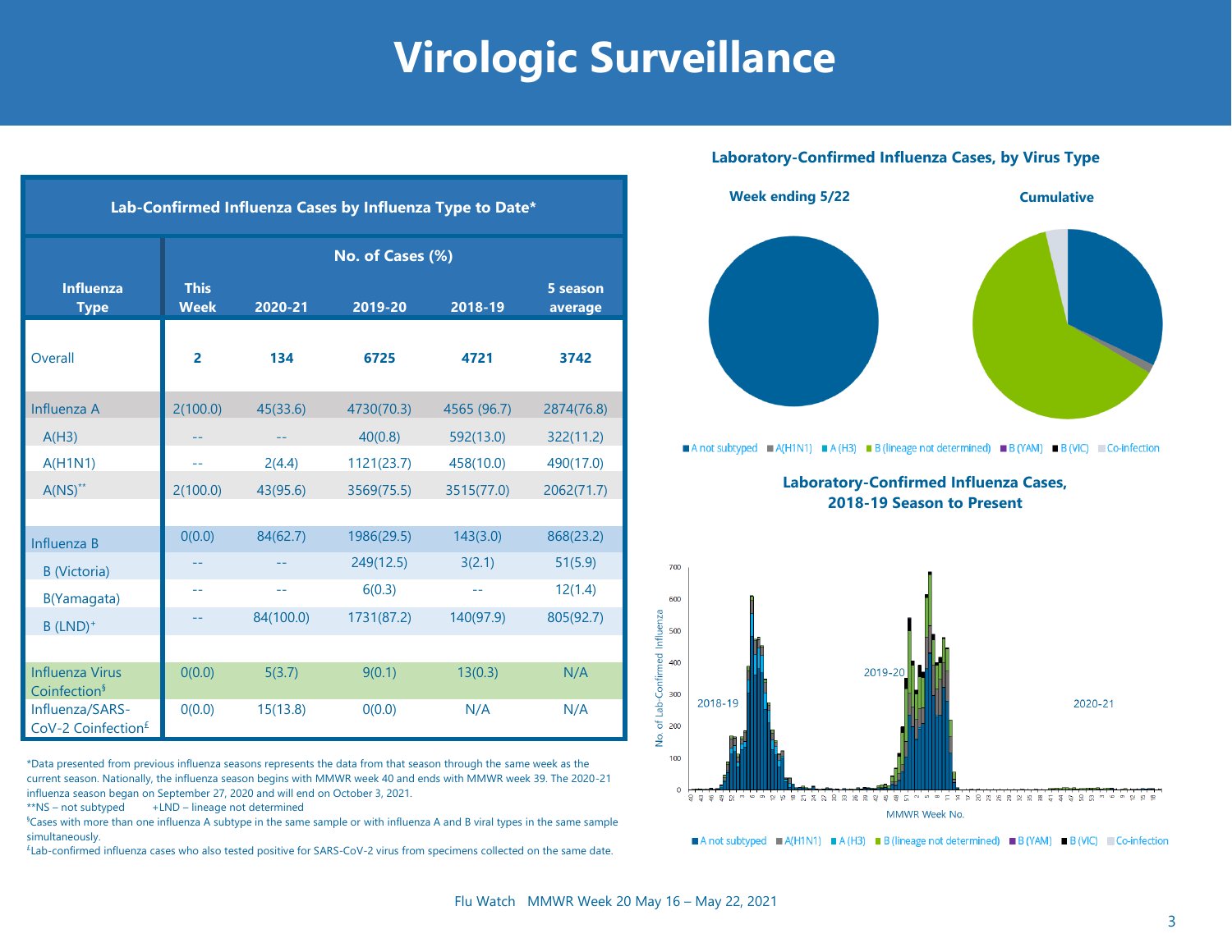# Virologic Surveillance

| Lab-Confirmed Influenza Cases by Influenza Type to Date* | | | | | |
|---|---|---|---|---|---|
| | No. of Cases (%) | | | | |
| Influenza Type | This Week | 2020-21 | 2019-20 | 2018-19 | 5 season average |
| Overall | **2** | **134** | **6725** | **4721** | **3742** |
| Influenza A | 2(100.0) | 45(33.6) | 4730(70.3) | 4565 (96.7) | 2874(76.8) |
| A(H3) | -- | -- | 40(0.8) | 592(13.0) | 322(11.2) |
| A(H1N1) | -- | 2(4.4) | 1121(23.7) | 458(10.0) | 490(17.0) |
| A(NS)** | 2(100.0) | 43(95.6) | 3569(75.5) | 3515(77.0) | 2062(71.7) |
| Influenza B | 0(0.0) | 84(62.7) | 1986(29.5) | 143(3.0) | 868(23.2) |
| B (Victoria) | -- | -- | 249(12.5) | 3(2.1) | 51(5.9) |
| B(Yamagata) | -- | -- | 6(0.3) | -- | 12(1.4) |
| B (LND)+ | -- | 84(100.0) | 1731(87.2) | 140(97.9) | 805(92.7) |
| Influenza Virus Coinfection§ | 0(0.0) | 5(3.7) | 9(0.1) | 13(0.3) | N/A |
| Influenza/SARS-CoV-2 Coinfection£ | 0(0.0) | 15(13.8) | 0(0.0) | N/A | N/A |

*Data presented from previous influenza seasons represents the data from that season through the same week as the current season. Nationally, the influenza season begins with MMWR week 40 and ends with MMWR week 39. The 2020-21 influenza season began on September 27, 2020 and will end on October 3, 2021.

**NS – not subtyped +LND – lineage not determined

§Cases with more than one influenza A subtype in the same sample or with influenza A and B viral types in the same sample simultaneously.

£Lab-confirmed influenza cases who also tested positive for SARS-CoV-2 virus from specimens collected on the same date.

### Laboratory-Confirmed Influenza Cases, by Virus Type

Week ending 5/22 | Cumulative

A not subtyped | A(H1N1) | A (H3) | B (lineage not determined) | B (YAM) | B (VIC) | Co-infection

### Laboratory-Confirmed Influenza Cases, 2018-19 Season to Present

A not subtyped | A(H1N1) | A (H3) | B (lineage not determined) | B (YAM) | B (VIC) | Co-infection

Flu Watch MMWR Week 20 May 16 – May 22, 2021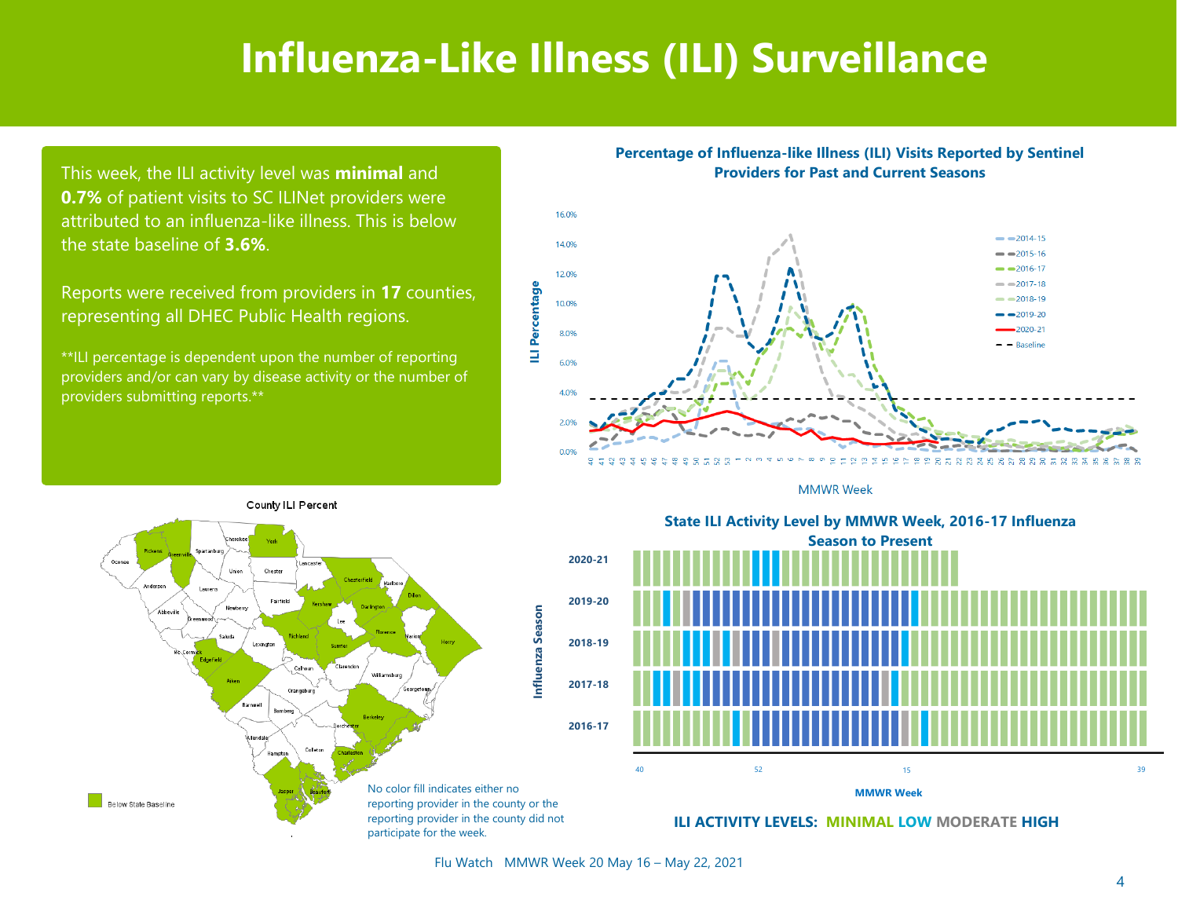# Influenza-Like Illness (ILI) Surveillance

This week, the ILI activity level was **minimal** and **0.7%** of patient visits to SC ILINet providers were attributed to an influenza-like illness. This is below the state baseline of **3.6%**.

Reports were received from providers in **17** counties, representing all DHEC Public Health regions.

**ILI percentage is dependent upon the number of reporting providers and/or can vary by disease activity or the number of providers submitting reports.**

**Percentage of Influenza-like Illness (ILI) Visits Reported by Sentinel Providers for Past and Current Seasons**

County ILI Percent

No color fill indicates either no reporting provider in the county or the reporting provider in the county did not participate for the week.

**State ILI Activity Level by MMWR Week, 2016-17 Influenza Season to Present**

**ILI ACTIVITY LEVELS: MINIMAL LOW MODERATE HIGH**

Flu Watch MMWR Week 20 May 16 – May 22, 2021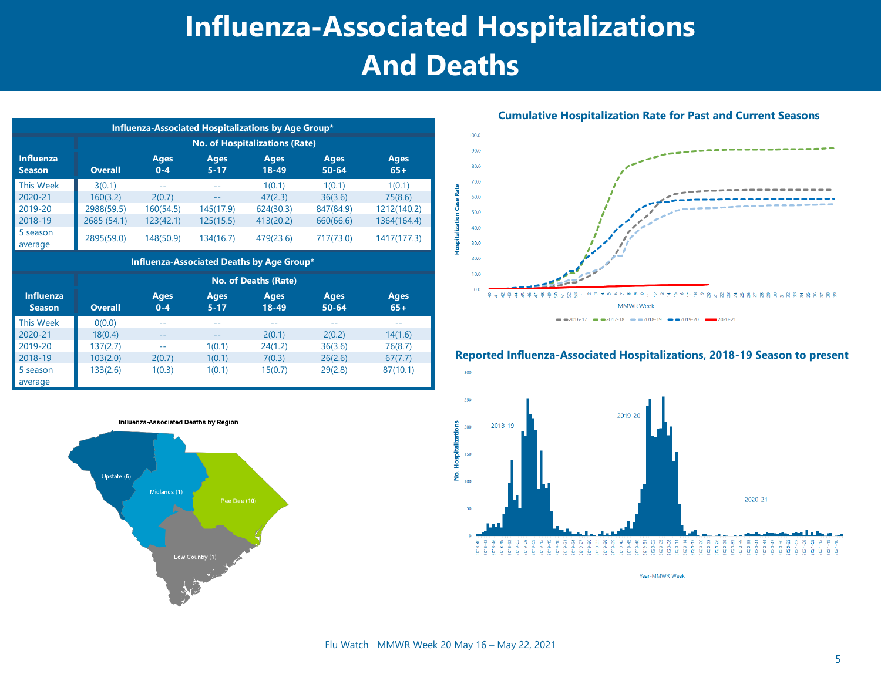# Influenza-Associated Hospitalizations And Deaths

**Influenza-Associated Hospitalizations by Age Group***

| Influenza Season | No. of Hospitalizations (Rate) | | | | | |
|---|---|---|---|---|---|---|
| | Overall | Ages 0-4 | Ages 5-17 | Ages 18-49 | Ages 50-64 | Ages 65+ |
| This Week | 3(0.1) | -- | -- | 1(0.1) | 1(0.1) | 1(0.1) |
| 2020-21 | 160(3.2) | 2(0.7) | -- | 47(2.3) | 36(3.6) | 75(8.6) |
| 2019-20 | 2988(59.5) | 160(54.5) | 145(17.9) | 624(30.3) | 847(84.9) | 1212(140.2) |
| 2018-19 | 2685 (54.1) | 123(42.1) | 125(15.5) | 413(20.2) | 660(66.6) | 1364(164.4) |
| 5 season average | 2895(59.0) | 148(50.9) | 134(16.7) | 479(23.6) | 717(73.0) | 1417(177.3) |

**Influenza-Associated Deaths by Age Group***

| Influenza Season | No. of Deaths (Rate) | | | | | |
|---|---|---|---|---|---|---|
| | Overall | Ages 0-4 | Ages 5-17 | Ages 18-49 | Ages 50-64 | Ages 65+ |
| This Week | 0(0.0) | -- | -- | -- | -- | -- |
| 2020-21 | 18(0.4) | -- | -- | 2(0.1) | 2(0.2) | 14(1.6) |
| 2019-20 | 137(2.7) | -- | 1(0.1) | 24(1.2) | 36(3.6) | 76(8.7) |
| 2018-19 | 103(2.0) | 2(0.7) | 1(0.1) | 7(0.3) | 26(2.6) | 67(7.7) |
| 5 season average | 133(2.6) | 1(0.3) | 1(0.1) | 15(0.7) | 29(2.8) | 87(10.1) |

**Influenza-Associated Deaths by Region**

Upstate (6)

Midlands (1)

Pee Dee (10)

Low Country (1)

**Cumulative Hospitalization Rate for Past and Current Seasons**

Hospitalization Case Rate

MMWR Week

2016-17 2017-18 2018-19 2019-20 2020-21

**Reported Influenza-Associated Hospitalizations, 2018-19 Season to present**

No. Hospitalizations

2018-19

2019-20

2020-21

Year-MMWR Week

Flu Watch MMWR Week 20 May 16 – May 22, 2021